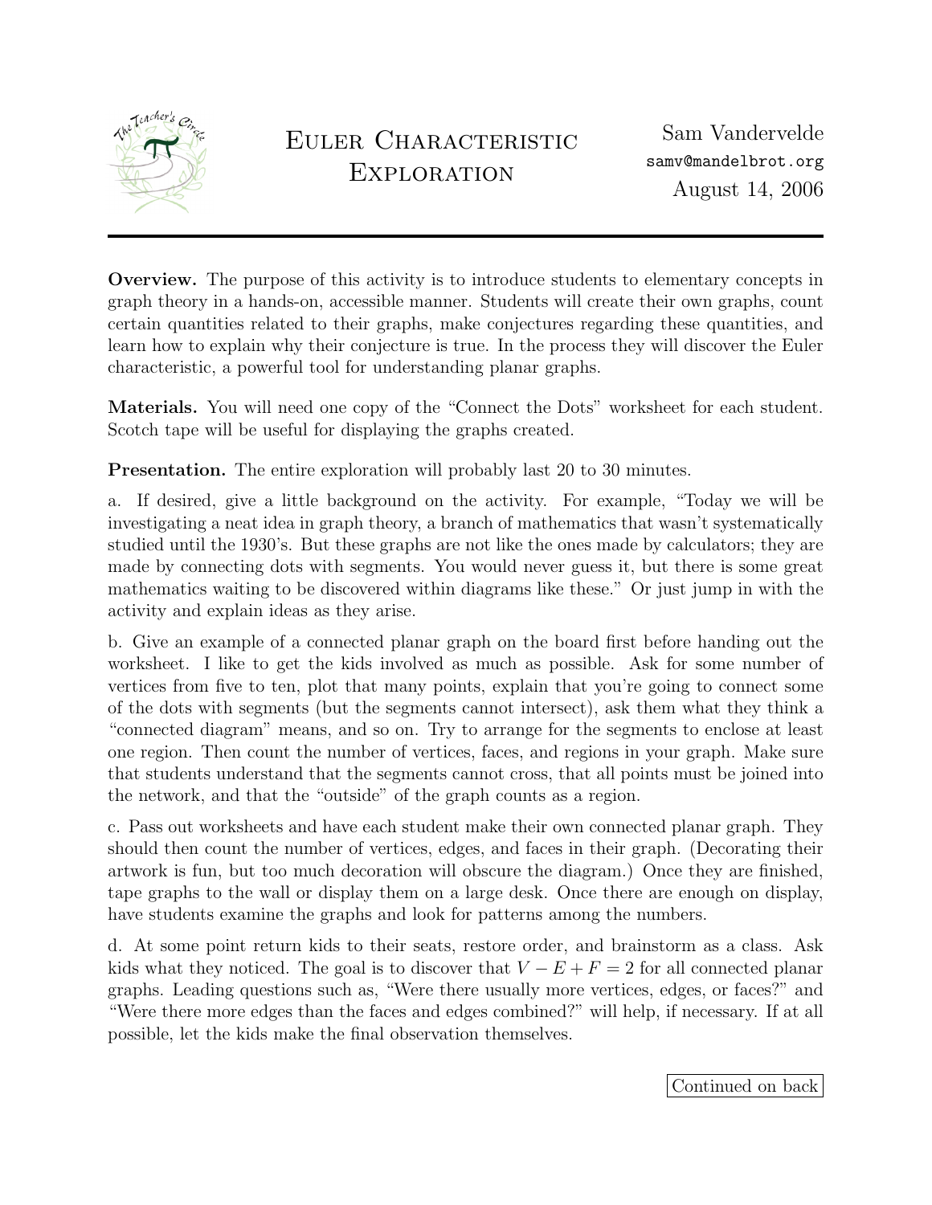# Euler Characteristic Exploration

Sam Vandervelde
samv@mandelbrot.org
August 14, 2006

**Overview.** The purpose of this activity is to introduce students to elementary concepts in graph theory in a hands-on, accessible manner. Students will create their own graphs, count certain quantities related to their graphs, make conjectures regarding these quantities, and learn how to explain why their conjecture is true. In the process they will discover the Euler characteristic, a powerful tool for understanding planar graphs.

**Materials.** You will need one copy of the "Connect the Dots" worksheet for each student. Scotch tape will be useful for displaying the graphs created.

**Presentation.** The entire exploration will probably last 20 to 30 minutes.

a. If desired, give a little background on the activity. For example, "Today we will be investigating a neat idea in graph theory, a branch of mathematics that wasn't systematically studied until the 1930's. But these graphs are not like the ones made by calculators; they are made by connecting dots with segments. You would never guess it, but there is some great mathematics waiting to be discovered within diagrams like these." Or just jump in with the activity and explain ideas as they arise.

b. Give an example of a connected planar graph on the board first before handing out the worksheet. I like to get the kids involved as much as possible. Ask for some number of vertices from five to ten, plot that many points, explain that you're going to connect some of the dots with segments (but the segments cannot intersect), ask them what they think a "connected diagram" means, and so on. Try to arrange for the segments to enclose at least one region. Then count the number of vertices, faces, and regions in your graph. Make sure that students understand that the segments cannot cross, that all points must be joined into the network, and that the "outside" of the graph counts as a region.

c. Pass out worksheets and have each student make their own connected planar graph. They should then count the number of vertices, edges, and faces in their graph. (Decorating their artwork is fun, but too much decoration will obscure the diagram.) Once they are finished, tape graphs to the wall or display them on a large desk. Once there are enough on display, have students examine the graphs and look for patterns among the numbers.

d. At some point return kids to their seats, restore order, and brainstorm as a class. Ask kids what they noticed. The goal is to discover that $V - E + F = 2$ for all connected planar graphs. Leading questions such as, "Were there usually more vertices, edges, or faces?" and "Were there more edges than the faces and edges combined?" will help, if necessary. If at all possible, let the kids make the final observation themselves.

Continued on back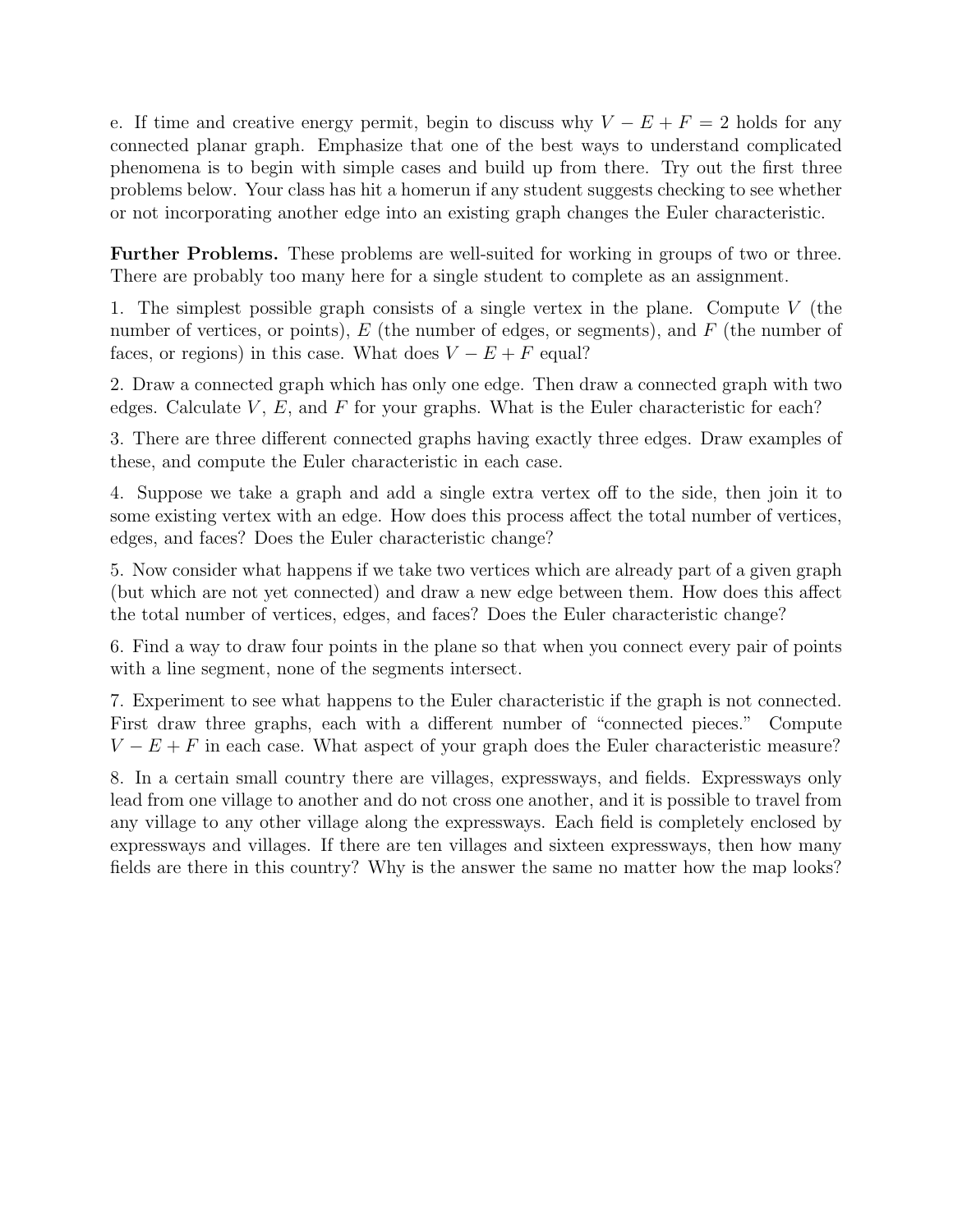e. If time and creative energy permit, begin to discuss why $V - E + F = 2$ holds for any connected planar graph. Emphasize that one of the best ways to understand complicated phenomena is to begin with simple cases and build up from there. Try out the first three problems below. Your class has hit a homerun if any student suggests checking to see whether or not incorporating another edge into an existing graph changes the Euler characteristic.

**Further Problems.** These problems are well-suited for working in groups of two or three. There are probably too many here for a single student to complete as an assignment.

1. The simplest possible graph consists of a single vertex in the plane. Compute $V$ (the number of vertices, or points), $E$ (the number of edges, or segments), and $F$ (the number of faces, or regions) in this case. What does $V - E + F$ equal?

2. Draw a connected graph which has only one edge. Then draw a connected graph with two edges. Calculate $V$, $E$, and $F$ for your graphs. What is the Euler characteristic for each?

3. There are three different connected graphs having exactly three edges. Draw examples of these, and compute the Euler characteristic in each case.

4. Suppose we take a graph and add a single extra vertex off to the side, then join it to some existing vertex with an edge. How does this process affect the total number of vertices, edges, and faces? Does the Euler characteristic change?

5. Now consider what happens if we take two vertices which are already part of a given graph (but which are not yet connected) and draw a new edge between them. How does this affect the total number of vertices, edges, and faces? Does the Euler characteristic change?

6. Find a way to draw four points in the plane so that when you connect every pair of points with a line segment, none of the segments intersect.

7. Experiment to see what happens to the Euler characteristic if the graph is not connected. First draw three graphs, each with a different number of "connected pieces." Compute $V - E + F$ in each case. What aspect of your graph does the Euler characteristic measure?

8. In a certain small country there are villages, expressways, and fields. Expressways only lead from one village to another and do not cross one another, and it is possible to travel from any village to any other village along the expressways. Each field is completely enclosed by expressways and villages. If there are ten villages and sixteen expressways, then how many fields are there in this country? Why is the answer the same no matter how the map looks?